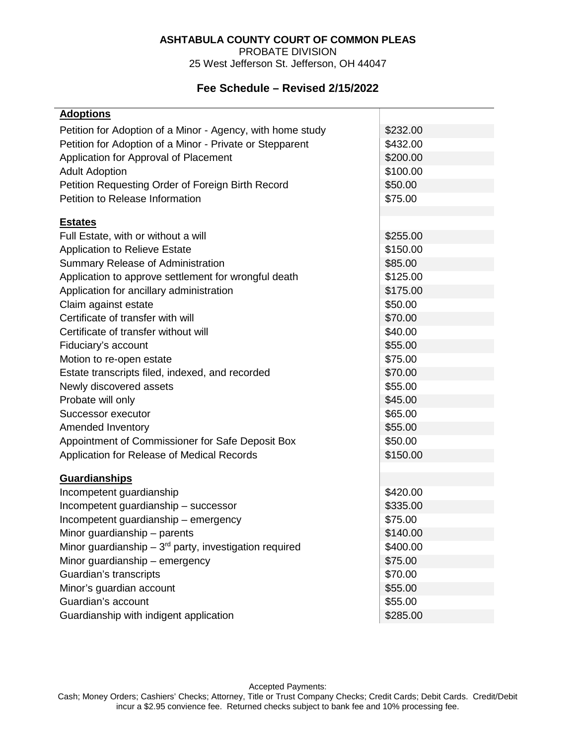**ASHTABULA COUNTY COURT OF COMMON PLEAS**

PROBATE DIVISION

25 West Jefferson St. Jefferson, OH 44047

## Fee Schedule – Revised 2/15/2022

| **Adoptions** | |
|---|---|
| Petition for Adoption of a Minor - Agency, with home study | \$232.00 |
| Petition for Adoption of a Minor - Private or Stepparent | \$432.00 |
| Application for Approval of Placement | \$200.00 |
| Adult Adoption | \$100.00 |
| Petition Requesting Order of Foreign Birth Record | \$50.00 |
| Petition to Release Information | \$75.00 |
| **Estates** | |
| Full Estate, with or without a will | \$255.00 |
| Application to Relieve Estate | \$150.00 |
| Summary Release of Administration | \$85.00 |
| Application to approve settlement for wrongful death | \$125.00 |
| Application for ancillary administration | \$175.00 |
| Claim against estate | \$50.00 |
| Certificate of transfer with will | \$70.00 |
| Certificate of transfer without will | \$40.00 |
| Fiduciary's account | \$55.00 |
| Motion to re-open estate | \$75.00 |
| Estate transcripts filed, indexed, and recorded | \$70.00 |
| Newly discovered assets | \$55.00 |
| Probate will only | \$45.00 |
| Successor executor | \$65.00 |
| Amended Inventory | \$55.00 |
| Appointment of Commissioner for Safe Deposit Box | \$50.00 |
| Application for Release of Medical Records | \$150.00 |
| **Guardianships** | |
| Incompetent guardianship | \$420.00 |
| Incompetent guardianship – successor | \$335.00 |
| Incompetent guardianship – emergency | \$75.00 |
| Minor guardianship – parents | \$140.00 |
| Minor guardianship – 3rd party, investigation required | \$400.00 |
| Minor guardianship – emergency | \$75.00 |
| Guardian's transcripts | \$70.00 |
| Minor's guardian account | \$55.00 |
| Guardian's account | \$55.00 |
| Guardianship with indigent application | \$285.00 |

Accepted Payments:

Cash; Money Orders; Cashiers' Checks; Attorney, Title or Trust Company Checks; Credit Cards; Debit Cards. Credit/Debit incur a \$2.95 convience fee. Returned checks subject to bank fee and 10% processing fee.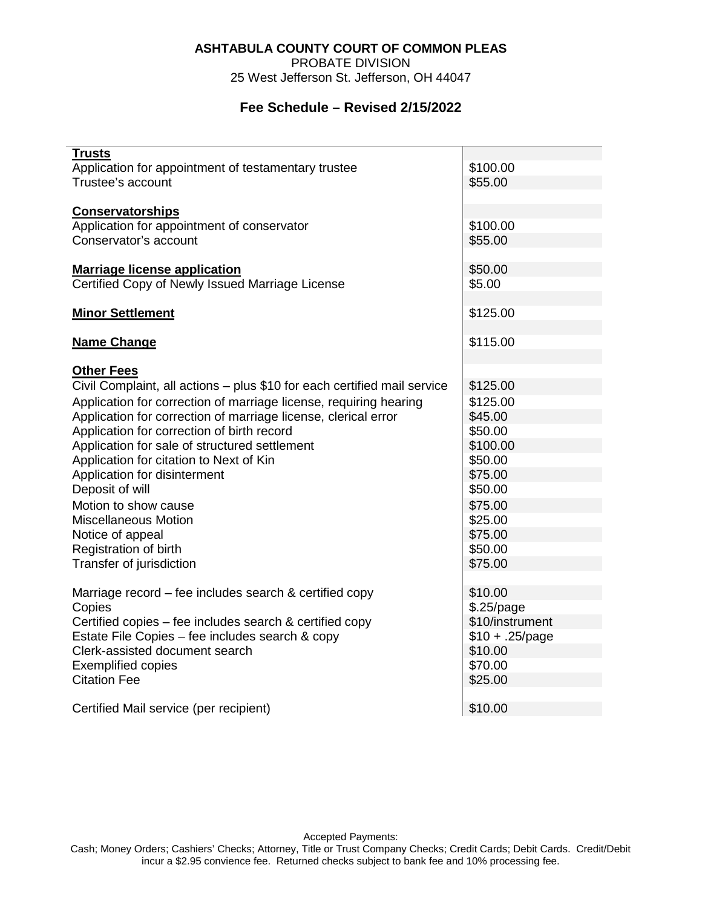**ASHTABULA COUNTY COURT OF COMMON PLEAS**
PROBATE DIVISION
25 West Jefferson St. Jefferson, OH 44047

## Fee Schedule – Revised 2/15/2022

| | |
|---|---|
| **Trusts** | |
| Application for appointment of testamentary trustee | $100.00 |
| Trustee's account | $55.00 |
| | |
| **Conservatorships** | |
| Application for appointment of conservator | $100.00 |
| Conservator's account | $55.00 |
| | |
| **Marriage license application** | $50.00 |
| Certified Copy of Newly Issued Marriage License | $5.00 |
| | |
| **Minor Settlement** | $125.00 |
| | |
| **Name Change** | $115.00 |
| | |
| **Other Fees** | |
| Civil Complaint, all actions – plus $10 for each certified mail service | $125.00 |
| Application for correction of marriage license, requiring hearing | $125.00 |
| Application for correction of marriage license, clerical error | $45.00 |
| Application for correction of birth record | $50.00 |
| Application for sale of structured settlement | $100.00 |
| Application for citation to Next of Kin | $50.00 |
| Application for disinterment | $75.00 |
| Deposit of will | $50.00 |
| Motion to show cause | $75.00 |
| Miscellaneous Motion | $25.00 |
| Notice of appeal | $75.00 |
| Registration of birth | $50.00 |
| Transfer of jurisdiction | $75.00 |
| | |
| Marriage record – fee includes search & certified copy | $10.00 |
| Copies | $.25/page |
| Certified copies – fee includes search & certified copy | $10/instrument |
| Estate File Copies – fee includes search & copy | $10 + .25/page |
| Clerk-assisted document search | $10.00 |
| Exemplified copies | $70.00 |
| Citation Fee | $25.00 |
| | |
| Certified Mail service (per recipient) | $10.00 |

Accepted Payments:
Cash; Money Orders; Cashiers' Checks; Attorney, Title or Trust Company Checks; Credit Cards; Debit Cards. Credit/Debit incur a $2.95 convience fee. Returned checks subject to bank fee and 10% processing fee.